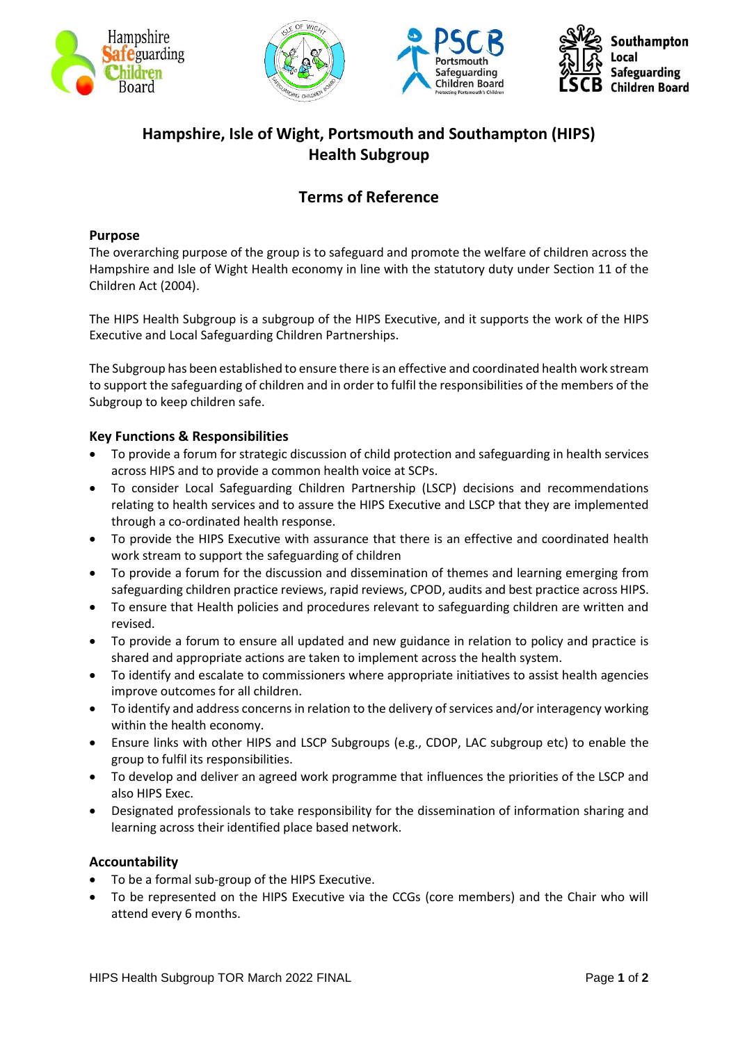# Hampshire, Isle of Wight, Portsmouth and Southampton (HIPS) Health Subgroup

## Terms of Reference

### Purpose

The overarching purpose of the group is to safeguard and promote the welfare of children across the Hampshire and Isle of Wight Health economy in line with the statutory duty under Section 11 of the Children Act (2004).

The HIPS Health Subgroup is a subgroup of the HIPS Executive, and it supports the work of the HIPS Executive and Local Safeguarding Children Partnerships.

The Subgroup has been established to ensure there is an effective and coordinated health work stream to support the safeguarding of children and in order to fulfil the responsibilities of the members of the Subgroup to keep children safe.

### Key Functions & Responsibilities

- To provide a forum for strategic discussion of child protection and safeguarding in health services across HIPS and to provide a common health voice at SCPs.
- To consider Local Safeguarding Children Partnership (LSCP) decisions and recommendations relating to health services and to assure the HIPS Executive and LSCP that they are implemented through a co-ordinated health response.
- To provide the HIPS Executive with assurance that there is an effective and coordinated health work stream to support the safeguarding of children
- To provide a forum for the discussion and dissemination of themes and learning emerging from safeguarding children practice reviews, rapid reviews, CPOD, audits and best practice across HIPS.
- To ensure that Health policies and procedures relevant to safeguarding children are written and revised.
- To provide a forum to ensure all updated and new guidance in relation to policy and practice is shared and appropriate actions are taken to implement across the health system.
- To identify and escalate to commissioners where appropriate initiatives to assist health agencies improve outcomes for all children.
- To identify and address concerns in relation to the delivery of services and/or interagency working within the health economy.
- Ensure links with other HIPS and LSCP Subgroups (e.g., CDOP, LAC subgroup etc) to enable the group to fulfil its responsibilities.
- To develop and deliver an agreed work programme that influences the priorities of the LSCP and also HIPS Exec.
- Designated professionals to take responsibility for the dissemination of information sharing and learning across their identified place based network.

### Accountability

- To be a formal sub-group of the HIPS Executive.
- To be represented on the HIPS Executive via the CCGs (core members) and the Chair who will attend every 6 months.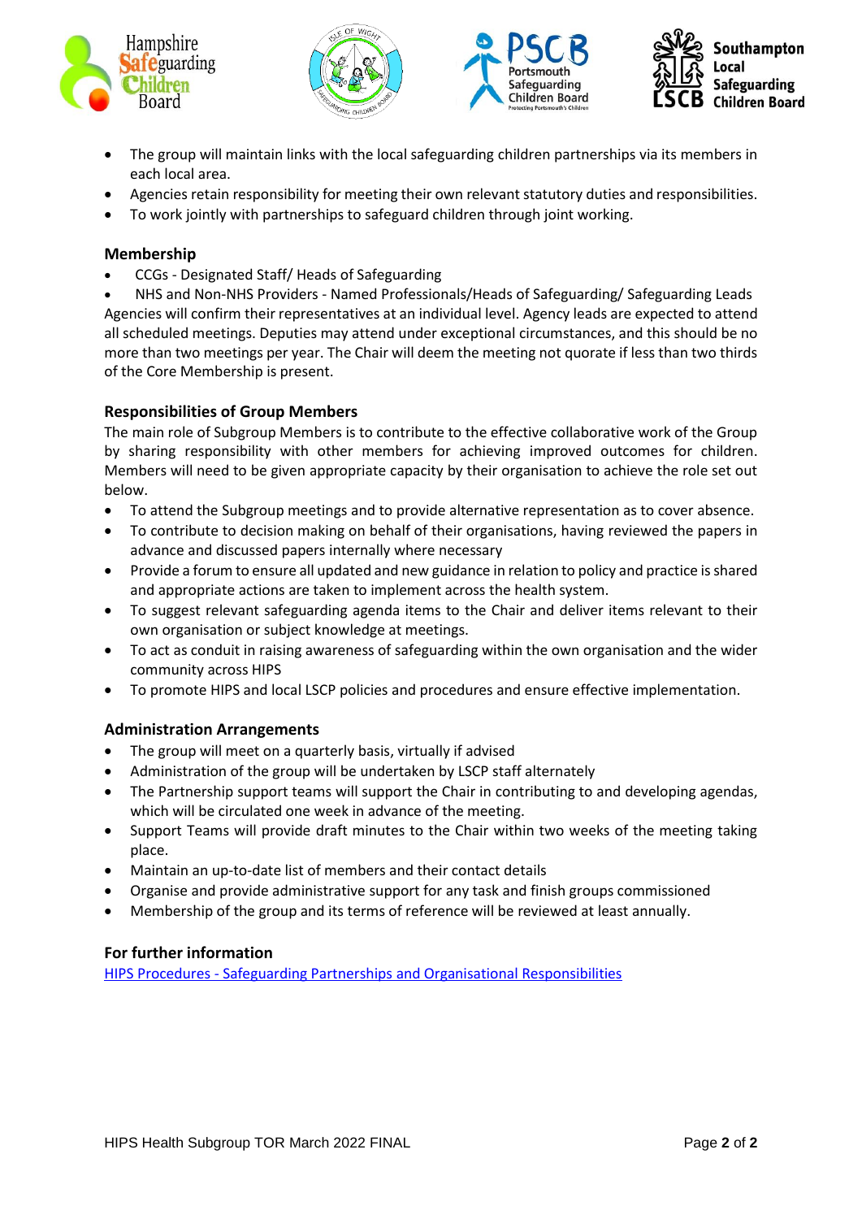- The group will maintain links with the local safeguarding children partnerships via its members in each local area.
- Agencies retain responsibility for meeting their own relevant statutory duties and responsibilities.
- To work jointly with partnerships to safeguard children through joint working.

## Membership

- CCGs - Designated Staff/ Heads of Safeguarding
- NHS and Non-NHS Providers - Named Professionals/Heads of Safeguarding/ Safeguarding Leads

Agencies will confirm their representatives at an individual level. Agency leads are expected to attend all scheduled meetings. Deputies may attend under exceptional circumstances, and this should be no more than two meetings per year. The Chair will deem the meeting not quorate if less than two thirds of the Core Membership is present.

## Responsibilities of Group Members

The main role of Subgroup Members is to contribute to the effective collaborative work of the Group by sharing responsibility with other members for achieving improved outcomes for children. Members will need to be given appropriate capacity by their organisation to achieve the role set out below.

- To attend the Subgroup meetings and to provide alternative representation as to cover absence.
- To contribute to decision making on behalf of their organisations, having reviewed the papers in advance and discussed papers internally where necessary
- Provide a forum to ensure all updated and new guidance in relation to policy and practice is shared and appropriate actions are taken to implement across the health system.
- To suggest relevant safeguarding agenda items to the Chair and deliver items relevant to their own organisation or subject knowledge at meetings.
- To act as conduit in raising awareness of safeguarding within the own organisation and the wider community across HIPS
- To promote HIPS and local LSCP policies and procedures and ensure effective implementation.

## Administration Arrangements

- The group will meet on a quarterly basis, virtually if advised
- Administration of the group will be undertaken by LSCP staff alternately
- The Partnership support teams will support the Chair in contributing to and developing agendas, which will be circulated one week in advance of the meeting.
- Support Teams will provide draft minutes to the Chair within two weeks of the meeting taking place.
- Maintain an up-to-date list of members and their contact details
- Organise and provide administrative support for any task and finish groups commissioned
- Membership of the group and its terms of reference will be reviewed at least annually.

## For further information

HIPS Procedures - Safeguarding Partnerships and Organisational Responsibilities